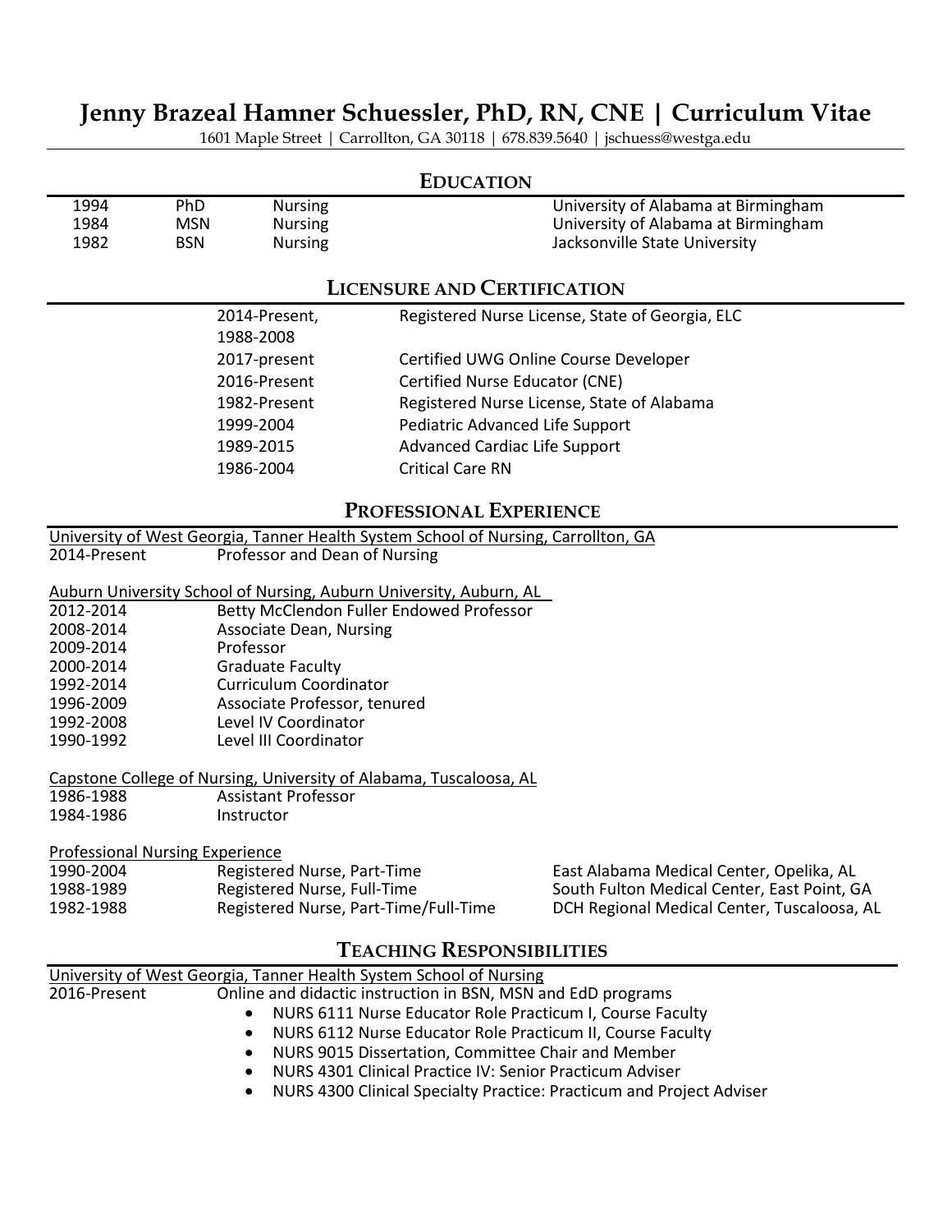# Jenny Brazeal Hamner Schuessler, PhD, RN, CNE | Curriculum Vitae

1601 Maple Street | Carrollton, GA 30118 | 678.839.5640 | jschuess@westga.edu

## Education

| | | | |
|---|---|---|---|
| 1994 | PhD | Nursing | University of Alabama at Birmingham |
| 1984 | MSN | Nursing | University of Alabama at Birmingham |
| 1982 | BSN | Nursing | Jacksonville State University |

## Licensure and Certification

| | |
|---|---|
| 2014-Present, 1988-2008 | Registered Nurse License, State of Georgia, ELC |
| 2017-present | Certified UWG Online Course Developer |
| 2016-Present | Certified Nurse Educator (CNE) |
| 1982-Present | Registered Nurse License, State of Alabama |
| 1999-2004 | Pediatric Advanced Life Support |
| 1989-2015 | Advanced Cardiac Life Support |
| 1986-2004 | Critical Care RN |

## Professional Experience

University of West Georgia, Tanner Health System School of Nursing, Carrollton, GA

| | |
|---|---|
| 2014-Present | Professor and Dean of Nursing |

Auburn University School of Nursing, Auburn University, Auburn, AL

| | |
|---|---|
| 2012-2014 | Betty McClendon Fuller Endowed Professor |
| 2008-2014 | Associate Dean, Nursing |
| 2009-2014 | Professor |
| 2000-2014 | Graduate Faculty |
| 1992-2014 | Curriculum Coordinator |
| 1996-2009 | Associate Professor, tenured |
| 1992-2008 | Level IV Coordinator |
| 1990-1992 | Level III Coordinator |

Capstone College of Nursing, University of Alabama, Tuscaloosa, AL

| | |
|---|---|
| 1986-1988 | Assistant Professor |
| 1984-1986 | Instructor |

Professional Nursing Experience

| | | |
|---|---|---|
| 1990-2004 | Registered Nurse, Part-Time | East Alabama Medical Center, Opelika, AL |
| 1988-1989 | Registered Nurse, Full-Time | South Fulton Medical Center, East Point, GA |
| 1982-1988 | Registered Nurse, Part-Time/Full-Time | DCH Regional Medical Center, Tuscaloosa, AL |

## Teaching Responsibilities

University of West Georgia, Tanner Health System School of Nursing

2016-Present — Online and didactic instruction in BSN, MSN and EdD programs

- NURS 6111 Nurse Educator Role Practicum I, Course Faculty
- NURS 6112 Nurse Educator Role Practicum II, Course Faculty
- NURS 9015 Dissertation, Committee Chair and Member
- NURS 4301 Clinical Practice IV: Senior Practicum Adviser
- NURS 4300 Clinical Specialty Practice: Practicum and Project Adviser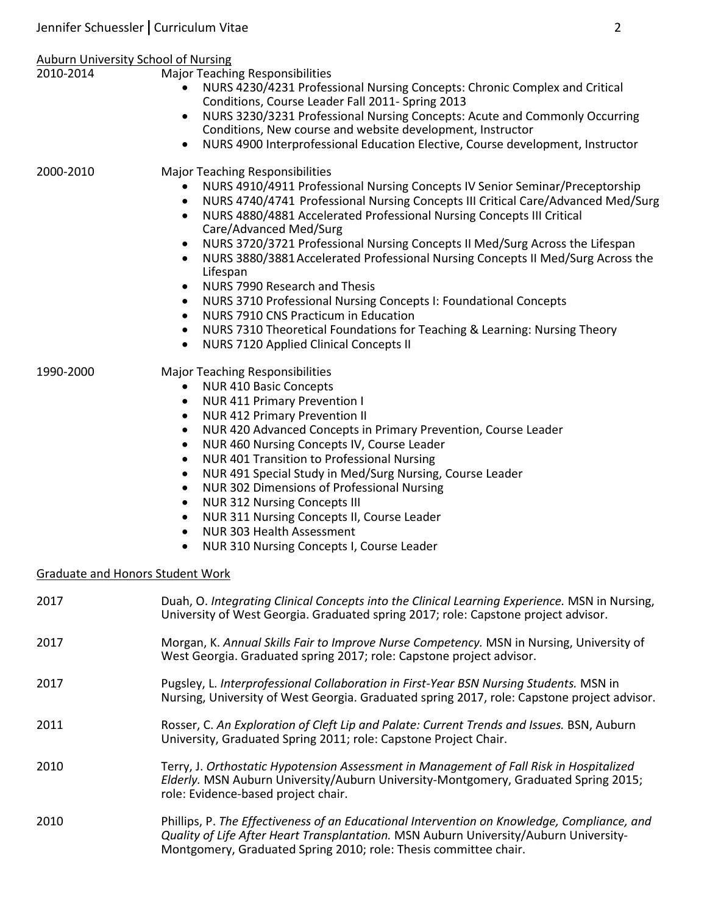Auburn University School of Nursing

2010-2014 Major Teaching Responsibilities

- NURS 4230/4231 Professional Nursing Concepts: Chronic Complex and Critical Conditions, Course Leader Fall 2011- Spring 2013
- NURS 3230/3231 Professional Nursing Concepts: Acute and Commonly Occurring Conditions, New course and website development, Instructor
- NURS 4900 Interprofessional Education Elective, Course development, Instructor

2000-2010 Major Teaching Responsibilities

- NURS 4910/4911 Professional Nursing Concepts IV Senior Seminar/Preceptorship
- NURS 4740/4741 Professional Nursing Concepts III Critical Care/Advanced Med/Surg
- NURS 4880/4881 Accelerated Professional Nursing Concepts III Critical Care/Advanced Med/Surg
- NURS 3720/3721 Professional Nursing Concepts II Med/Surg Across the Lifespan
- NURS 3880/3881 Accelerated Professional Nursing Concepts II Med/Surg Across the Lifespan
- NURS 7990 Research and Thesis
- NURS 3710 Professional Nursing Concepts I: Foundational Concepts
- NURS 7910 CNS Practicum in Education
- NURS 7310 Theoretical Foundations for Teaching & Learning: Nursing Theory
- NURS 7120 Applied Clinical Concepts II

1990-2000 Major Teaching Responsibilities

- NUR 410 Basic Concepts
- NUR 411 Primary Prevention I
- NUR 412 Primary Prevention II
- NUR 420 Advanced Concepts in Primary Prevention, Course Leader
- NUR 460 Nursing Concepts IV, Course Leader
- NUR 401 Transition to Professional Nursing
- NUR 491 Special Study in Med/Surg Nursing, Course Leader
- NUR 302 Dimensions of Professional Nursing
- NUR 312 Nursing Concepts III
- NUR 311 Nursing Concepts II, Course Leader
- NUR 303 Health Assessment
- NUR 310 Nursing Concepts I, Course Leader

Graduate and Honors Student Work

2017 Duah, O. *Integrating Clinical Concepts into the Clinical Learning Experience.* MSN in Nursing, University of West Georgia. Graduated spring 2017; role: Capstone project advisor.

2017 Morgan, K. *Annual Skills Fair to Improve Nurse Competency.* MSN in Nursing, University of West Georgia. Graduated spring 2017; role: Capstone project advisor.

2017 Pugsley, L. *Interprofessional Collaboration in First-Year BSN Nursing Students.* MSN in Nursing, University of West Georgia. Graduated spring 2017, role: Capstone project advisor.

2011 Rosser, C. *An Exploration of Cleft Lip and Palate: Current Trends and Issues.* BSN, Auburn University, Graduated Spring 2011; role: Capstone Project Chair.

2010 Terry, J. *Orthostatic Hypotension Assessment in Management of Fall Risk in Hospitalized Elderly.* MSN Auburn University/Auburn University-Montgomery, Graduated Spring 2015; role: Evidence-based project chair.

2010 Phillips, P. *The Effectiveness of an Educational Intervention on Knowledge, Compliance, and Quality of Life After Heart Transplantation.* MSN Auburn University/Auburn University-Montgomery, Graduated Spring 2010; role: Thesis committee chair.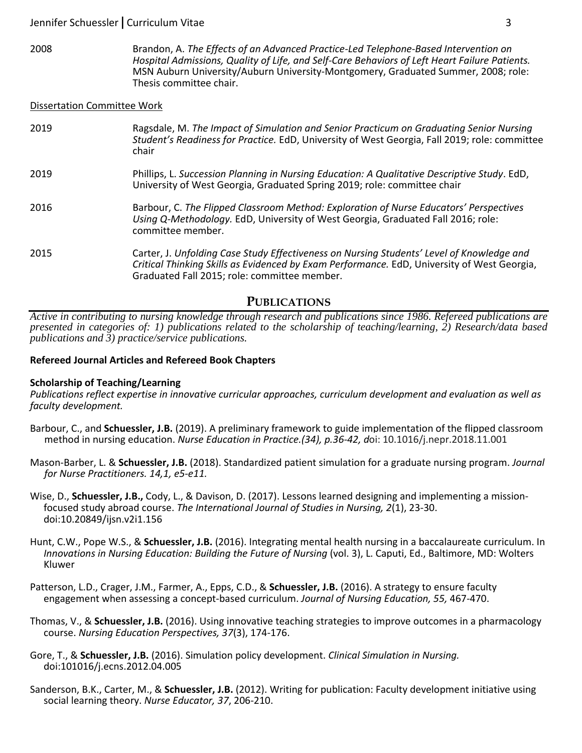2008 — Brandon, A. *The Effects of an Advanced Practice-Led Telephone-Based Intervention on Hospital Admissions, Quality of Life, and Self-Care Behaviors of Left Heart Failure Patients.* MSN Auburn University/Auburn University-Montgomery, Graduated Summer, 2008; role: Thesis committee chair.

Dissertation Committee Work

2019 — Ragsdale, M. *The Impact of Simulation and Senior Practicum on Graduating Senior Nursing Student's Readiness for Practice.* EdD, University of West Georgia, Fall 2019; role: committee chair

2019 — Phillips, L. *Succession Planning in Nursing Education: A Qualitative Descriptive Study*. EdD, University of West Georgia, Graduated Spring 2019; role: committee chair

2016 — Barbour, C. *The Flipped Classroom Method: Exploration of Nurse Educators' Perspectives Using Q-Methodology.* EdD, University of West Georgia, Graduated Fall 2016; role: committee member.

2015 — Carter, J. *Unfolding Case Study Effectiveness on Nursing Students' Level of Knowledge and Critical Thinking Skills as Evidenced by Exam Performance.* EdD, University of West Georgia, Graduated Fall 2015; role: committee member.

## PUBLICATIONS

*Active in contributing to nursing knowledge through research and publications since 1986. Refereed publications are presented in categories of: 1) publications related to the scholarship of teaching/learning, 2) Research/data based publications and 3) practice/service publications.*

**Refereed Journal Articles and Refereed Book Chapters**

**Scholarship of Teaching/Learning**

*Publications reflect expertise in innovative curricular approaches, curriculum development and evaluation as well as faculty development.*

Barbour, C., and **Schuessler, J.B.** (2019). A preliminary framework to guide implementation of the flipped classroom method in nursing education. *Nurse Education in Practice.(34), p.36-42, d*oi: 10.1016/j.nepr.2018.11.001

Mason-Barber, L. & **Schuessler, J.B.** (2018). Standardized patient simulation for a graduate nursing program. *Journal for Nurse Practitioners. 14,1, e5-e11.*

Wise, D., **Schuessler, J.B.,** Cody, L., & Davison, D. (2017). Lessons learned designing and implementing a mission-focused study abroad course. *The International Journal of Studies in Nursing, 2*(1), 23-30. doi:10.20849/ijsn.v2i1.156

Hunt, C.W., Pope W.S., & **Schuessler, J.B.** (2016). Integrating mental health nursing in a baccalaureate curriculum. In *Innovations in Nursing Education: Building the Future of Nursing* (vol. 3), L. Caputi, Ed., Baltimore, MD: Wolters Kluwer

Patterson, L.D., Crager, J.M., Farmer, A., Epps, C.D., & **Schuessler, J.B.** (2016). A strategy to ensure faculty engagement when assessing a concept-based curriculum. *Journal of Nursing Education, 55,* 467-470.

Thomas, V., & **Schuessler, J.B.** (2016). Using innovative teaching strategies to improve outcomes in a pharmacology course. *Nursing Education Perspectives, 37*(3), 174-176.

Gore, T., & **Schuessler, J.B.** (2016). Simulation policy development. *Clinical Simulation in Nursing.* doi:101016/j.ecns.2012.04.005

Sanderson, B.K., Carter, M., & **Schuessler, J.B.** (2012). Writing for publication: Faculty development initiative using social learning theory. *Nurse Educator, 37*, 206-210.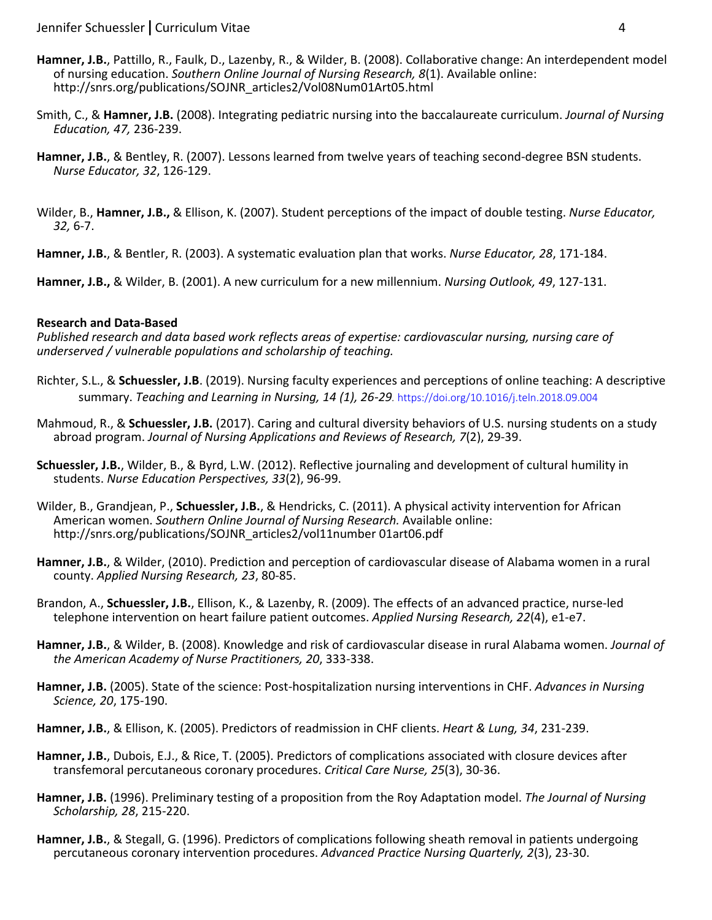**Hamner, J.B.**, Pattillo, R., Faulk, D., Lazenby, R., & Wilder, B. (2008). Collaborative change: An interdependent model of nursing education. *Southern Online Journal of Nursing Research, 8*(1). Available online: http://snrs.org/publications/SOJNR_articles2/Vol08Num01Art05.html

Smith, C., & **Hamner, J.B.** (2008). Integrating pediatric nursing into the baccalaureate curriculum. *Journal of Nursing Education, 47,* 236-239.

**Hamner, J.B.**, & Bentley, R. (2007). Lessons learned from twelve years of teaching second-degree BSN students. *Nurse Educator, 32*, 126-129.

Wilder, B., **Hamner, J.B.,** & Ellison, K. (2007). Student perceptions of the impact of double testing. *Nurse Educator, 32,* 6-7.

**Hamner, J.B.**, & Bentler, R. (2003). A systematic evaluation plan that works. *Nurse Educator, 28*, 171-184.

**Hamner, J.B.,** & Wilder, B. (2001). A new curriculum for a new millennium. *Nursing Outlook, 49*, 127-131.

**Research and Data-Based**

*Published research and data based work reflects areas of expertise: cardiovascular nursing, nursing care of underserved / vulnerable populations and scholarship of teaching.*

Richter, S.L., & **Schuessler, J.B**. (2019). Nursing faculty experiences and perceptions of online teaching: A descriptive summary. *Teaching and Learning in Nursing, 14 (1), 26-29*. https://doi.org/10.1016/j.teln.2018.09.004

Mahmoud, R., & **Schuessler, J.B.** (2017). Caring and cultural diversity behaviors of U.S. nursing students on a study abroad program. *Journal of Nursing Applications and Reviews of Research, 7*(2), 29-39.

**Schuessler, J.B.**, Wilder, B., & Byrd, L.W. (2012). Reflective journaling and development of cultural humility in students. *Nurse Education Perspectives, 33*(2), 96-99.

Wilder, B., Grandjean, P., **Schuessler, J.B.**, & Hendricks, C. (2011). A physical activity intervention for African American women. *Southern Online Journal of Nursing Research.* Available online: http://snrs.org/publications/SOJNR_articles2/vol11number 01art06.pdf

**Hamner, J.B.**, & Wilder, (2010). Prediction and perception of cardiovascular disease of Alabama women in a rural county. *Applied Nursing Research, 23*, 80-85.

Brandon, A., **Schuessler, J.B.**, Ellison, K., & Lazenby, R. (2009). The effects of an advanced practice, nurse-led telephone intervention on heart failure patient outcomes. *Applied Nursing Research, 22*(4), e1-e7.

**Hamner, J.B.**, & Wilder, B. (2008). Knowledge and risk of cardiovascular disease in rural Alabama women. *Journal of the American Academy of Nurse Practitioners, 20*, 333-338.

**Hamner, J.B.** (2005). State of the science: Post-hospitalization nursing interventions in CHF. *Advances in Nursing Science, 20*, 175-190.

**Hamner, J.B.**, & Ellison, K. (2005). Predictors of readmission in CHF clients. *Heart & Lung, 34*, 231-239.

**Hamner, J.B.**, Dubois, E.J., & Rice, T. (2005). Predictors of complications associated with closure devices after transfemoral percutaneous coronary procedures. *Critical Care Nurse, 25*(3), 30-36.

**Hamner, J.B.** (1996). Preliminary testing of a proposition from the Roy Adaptation model. *The Journal of Nursing Scholarship, 28*, 215-220.

**Hamner, J.B.**, & Stegall, G. (1996). Predictors of complications following sheath removal in patients undergoing percutaneous coronary intervention procedures. *Advanced Practice Nursing Quarterly, 2*(3), 23-30.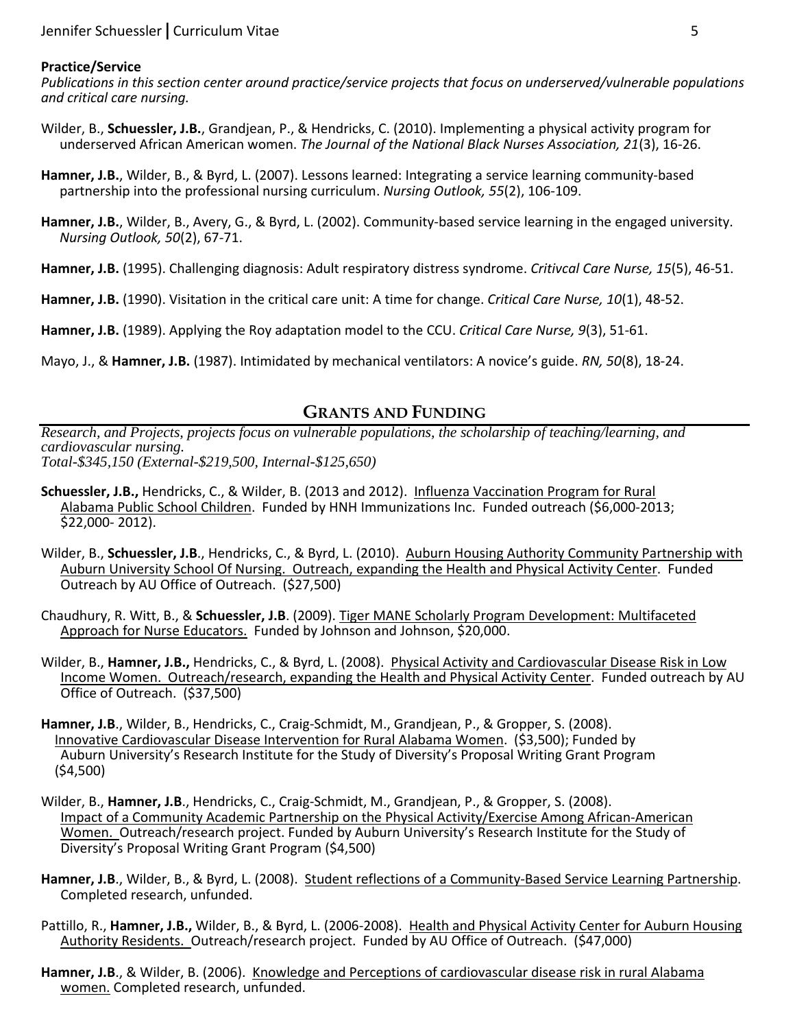**Practice/Service**

*Publications in this section center around practice/service projects that focus on underserved/vulnerable populations and critical care nursing.*

Wilder, B., **Schuessler, J.B.**, Grandjean, P., & Hendricks, C. (2010). Implementing a physical activity program for underserved African American women. *The Journal of the National Black Nurses Association, 21*(3), 16-26.

**Hamner, J.B.**, Wilder, B., & Byrd, L. (2007). Lessons learned: Integrating a service learning community-based partnership into the professional nursing curriculum. *Nursing Outlook, 55*(2), 106-109.

**Hamner, J.B.**, Wilder, B., Avery, G., & Byrd, L. (2002). Community-based service learning in the engaged university. *Nursing Outlook, 50*(2), 67-71.

**Hamner, J.B.** (1995). Challenging diagnosis: Adult respiratory distress syndrome. *Critivcal Care Nurse, 15*(5), 46-51.

**Hamner, J.B.** (1990). Visitation in the critical care unit: A time for change. *Critical Care Nurse, 10*(1), 48-52.

**Hamner, J.B.** (1989). Applying the Roy adaptation model to the CCU. *Critical Care Nurse, 9*(3), 51-61.

Mayo, J., & **Hamner, J.B.** (1987). Intimidated by mechanical ventilators: A novice's guide. *RN, 50*(8), 18-24.

## Grants and Funding

*Research, and Projects, projects focus on vulnerable populations, the scholarship of teaching/learning, and cardiovascular nursing.*
*Total-$345,150 (External-$219,500, Internal-$125,650)*

**Schuessler, J.B.,** Hendricks, C., & Wilder, B. (2013 and 2012). Influenza Vaccination Program for Rural Alabama Public School Children. Funded by HNH Immunizations Inc. Funded outreach ($6,000-2013; $22,000- 2012).

Wilder, B., **Schuessler, J.B**., Hendricks, C., & Byrd, L. (2010). Auburn Housing Authority Community Partnership with Auburn University School Of Nursing. Outreach, expanding the Health and Physical Activity Center. Funded Outreach by AU Office of Outreach. ($27,500)

Chaudhury, R. Witt, B., & **Schuessler, J.B**. (2009). Tiger MANE Scholarly Program Development: Multifaceted Approach for Nurse Educators. Funded by Johnson and Johnson, $20,000.

Wilder, B., **Hamner, J.B.,** Hendricks, C., & Byrd, L. (2008). Physical Activity and Cardiovascular Disease Risk in Low Income Women. Outreach/research, expanding the Health and Physical Activity Center. Funded outreach by AU Office of Outreach. ($37,500)

**Hamner, J.B**., Wilder, B., Hendricks, C., Craig-Schmidt, M., Grandjean, P., & Gropper, S. (2008). Innovative Cardiovascular Disease Intervention for Rural Alabama Women. ($3,500); Funded by Auburn University's Research Institute for the Study of Diversity's Proposal Writing Grant Program ($4,500)

Wilder, B., **Hamner, J.B**., Hendricks, C., Craig-Schmidt, M., Grandjean, P., & Gropper, S. (2008). Impact of a Community Academic Partnership on the Physical Activity/Exercise Among African-American Women. Outreach/research project. Funded by Auburn University's Research Institute for the Study of Diversity's Proposal Writing Grant Program ($4,500)

**Hamner, J.B**., Wilder, B., & Byrd, L. (2008). Student reflections of a Community-Based Service Learning Partnership. Completed research, unfunded.

Pattillo, R., **Hamner, J.B.,** Wilder, B., & Byrd, L. (2006-2008). Health and Physical Activity Center for Auburn Housing Authority Residents. Outreach/research project. Funded by AU Office of Outreach. ($47,000)

**Hamner, J.B**., & Wilder, B. (2006). Knowledge and Perceptions of cardiovascular disease risk in rural Alabama women. Completed research, unfunded.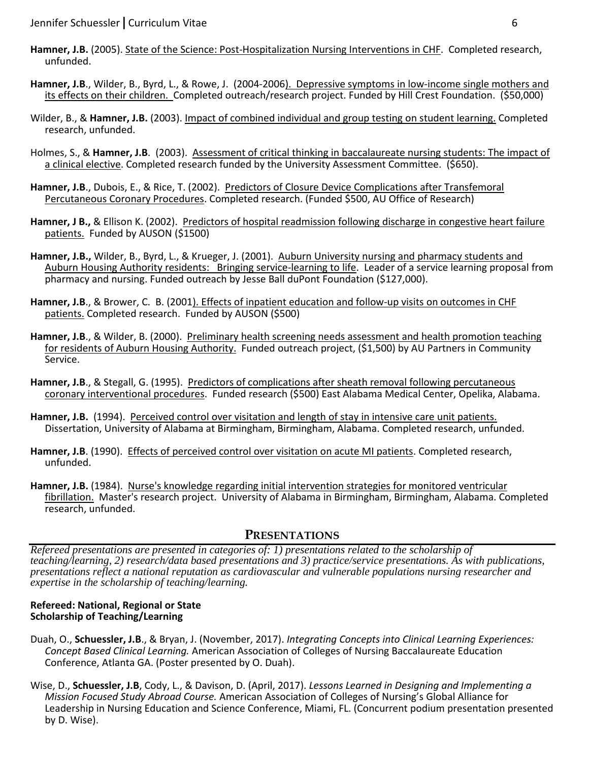**Hamner, J.B.** (2005). State of the Science: Post-Hospitalization Nursing Interventions in CHF. Completed research, unfunded.

**Hamner, J.B**., Wilder, B., Byrd, L., & Rowe, J. (2004-2006). Depressive symptoms in low-income single mothers and its effects on their children. Completed outreach/research project. Funded by Hill Crest Foundation. ($50,000)

Wilder, B., & **Hamner, J.B.** (2003). Impact of combined individual and group testing on student learning. Completed research, unfunded.

Holmes, S., & **Hamner, J.B**. (2003). Assessment of critical thinking in baccalaureate nursing students: The impact of a clinical elective. Completed research funded by the University Assessment Committee. ($650).

**Hamner, J.B**., Dubois, E., & Rice, T. (2002). Predictors of Closure Device Complications after Transfemoral Percutaneous Coronary Procedures. Completed research. (Funded $500, AU Office of Research)

**Hamner, J B.,** & Ellison K. (2002). Predictors of hospital readmission following discharge in congestive heart failure patients. Funded by AUSON ($1500)

**Hamner, J.B.,** Wilder, B., Byrd, L., & Krueger, J. (2001). Auburn University nursing and pharmacy students and Auburn Housing Authority residents: Bringing service-learning to life. Leader of a service learning proposal from pharmacy and nursing. Funded outreach by Jesse Ball duPont Foundation ($127,000).

**Hamner, J.B**., & Brower, C. B. (2001). Effects of inpatient education and follow-up visits on outcomes in CHF patients. Completed research. Funded by AUSON ($500)

**Hamner, J.B**., & Wilder, B. (2000). Preliminary health screening needs assessment and health promotion teaching for residents of Auburn Housing Authority. Funded outreach project, ($1,500) by AU Partners in Community Service.

**Hamner, J.B**., & Stegall, G. (1995). Predictors of complications after sheath removal following percutaneous coronary interventional procedures. Funded research ($500) East Alabama Medical Center, Opelika, Alabama.

**Hamner, J.B.** (1994). Perceived control over visitation and length of stay in intensive care unit patients. Dissertation, University of Alabama at Birmingham, Birmingham, Alabama. Completed research, unfunded.

**Hamner, J.B**. (1990). Effects of perceived control over visitation on acute MI patients. Completed research, unfunded.

**Hamner, J.B.** (1984). Nurse's knowledge regarding initial intervention strategies for monitored ventricular fibrillation. Master's research project. University of Alabama in Birmingham, Birmingham, Alabama. Completed research, unfunded.

## PRESENTATIONS

*Refereed presentations are presented in categories of: 1) presentations related to the scholarship of teaching/learning, 2) research/data based presentations and 3) practice/service presentations. As with publications, presentations reflect a national reputation as cardiovascular and vulnerable populations nursing researcher and expertise in the scholarship of teaching/learning.*

**Refereed: National, Regional or State**
**Scholarship of Teaching/Learning**

Duah, O., **Schuessler, J.B**., & Bryan, J. (November, 2017). *Integrating Concepts into Clinical Learning Experiences: Concept Based Clinical Learning.* American Association of Colleges of Nursing Baccalaureate Education Conference, Atlanta GA. (Poster presented by O. Duah).

Wise, D., **Schuessler, J.B**, Cody, L., & Davison, D. (April, 2017). *Lessons Learned in Designing and Implementing a Mission Focused Study Abroad Course.* American Association of Colleges of Nursing's Global Alliance for Leadership in Nursing Education and Science Conference, Miami, FL. (Concurrent podium presentation presented by D. Wise).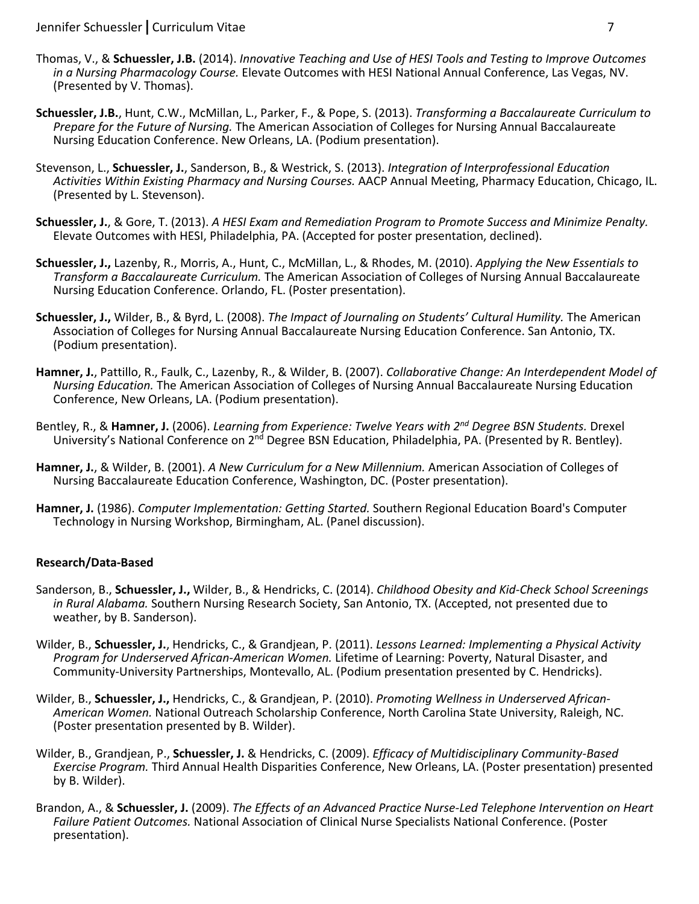Thomas, V., & **Schuessler, J.B.** (2014). *Innovative Teaching and Use of HESI Tools and Testing to Improve Outcomes in a Nursing Pharmacology Course.* Elevate Outcomes with HESI National Annual Conference, Las Vegas, NV. (Presented by V. Thomas).

**Schuessler, J.B.**, Hunt, C.W., McMillan, L., Parker, F., & Pope, S. (2013). *Transforming a Baccalaureate Curriculum to Prepare for the Future of Nursing.* The American Association of Colleges for Nursing Annual Baccalaureate Nursing Education Conference. New Orleans, LA. (Podium presentation).

Stevenson, L., **Schuessler, J.**, Sanderson, B., & Westrick, S. (2013). *Integration of Interprofessional Education Activities Within Existing Pharmacy and Nursing Courses.* AACP Annual Meeting, Pharmacy Education, Chicago, IL. (Presented by L. Stevenson).

**Schuessler, J.**, & Gore, T. (2013). *A HESI Exam and Remediation Program to Promote Success and Minimize Penalty.* Elevate Outcomes with HESI, Philadelphia, PA. (Accepted for poster presentation, declined).

**Schuessler, J.,** Lazenby, R., Morris, A., Hunt, C., McMillan, L., & Rhodes, M. (2010). *Applying the New Essentials to Transform a Baccalaureate Curriculum.* The American Association of Colleges of Nursing Annual Baccalaureate Nursing Education Conference. Orlando, FL. (Poster presentation).

**Schuessler, J.,** Wilder, B., & Byrd, L. (2008). *The Impact of Journaling on Students' Cultural Humility.* The American Association of Colleges for Nursing Annual Baccalaureate Nursing Education Conference. San Antonio, TX. (Podium presentation).

**Hamner, J.**, Pattillo, R., Faulk, C., Lazenby, R., & Wilder, B. (2007). *Collaborative Change: An Interdependent Model of Nursing Education.* The American Association of Colleges of Nursing Annual Baccalaureate Nursing Education Conference, New Orleans, LA. (Podium presentation).

Bentley, R., & **Hamner, J.** (2006). *Learning from Experience: Twelve Years with 2nd Degree BSN Students.* Drexel University's National Conference on 2nd Degree BSN Education, Philadelphia, PA. (Presented by R. Bentley).

**Hamner, J.**, & Wilder, B. (2001). *A New Curriculum for a New Millennium.* American Association of Colleges of Nursing Baccalaureate Education Conference, Washington, DC. (Poster presentation).

**Hamner, J.** (1986). *Computer Implementation: Getting Started.* Southern Regional Education Board's Computer Technology in Nursing Workshop, Birmingham, AL. (Panel discussion).

### Research/Data-Based

Sanderson, B., **Schuessler, J.,** Wilder, B., & Hendricks, C. (2014). *Childhood Obesity and Kid-Check School Screenings in Rural Alabama.* Southern Nursing Research Society, San Antonio, TX. (Accepted, not presented due to weather, by B. Sanderson).

Wilder, B., **Schuessler, J.**, Hendricks, C., & Grandjean, P. (2011). *Lessons Learned: Implementing a Physical Activity Program for Underserved African-American Women.* Lifetime of Learning: Poverty, Natural Disaster, and Community-University Partnerships, Montevallo, AL. (Podium presentation presented by C. Hendricks).

Wilder, B., **Schuessler, J.,** Hendricks, C., & Grandjean, P. (2010). *Promoting Wellness in Underserved African-American Women.* National Outreach Scholarship Conference, North Carolina State University, Raleigh, NC. (Poster presentation presented by B. Wilder).

Wilder, B., Grandjean, P., **Schuessler, J.** & Hendricks, C. (2009). *Efficacy of Multidisciplinary Community-Based Exercise Program.* Third Annual Health Disparities Conference, New Orleans, LA. (Poster presentation) presented by B. Wilder).

Brandon, A., & **Schuessler, J.** (2009). *The Effects of an Advanced Practice Nurse-Led Telephone Intervention on Heart Failure Patient Outcomes.* National Association of Clinical Nurse Specialists National Conference. (Poster presentation).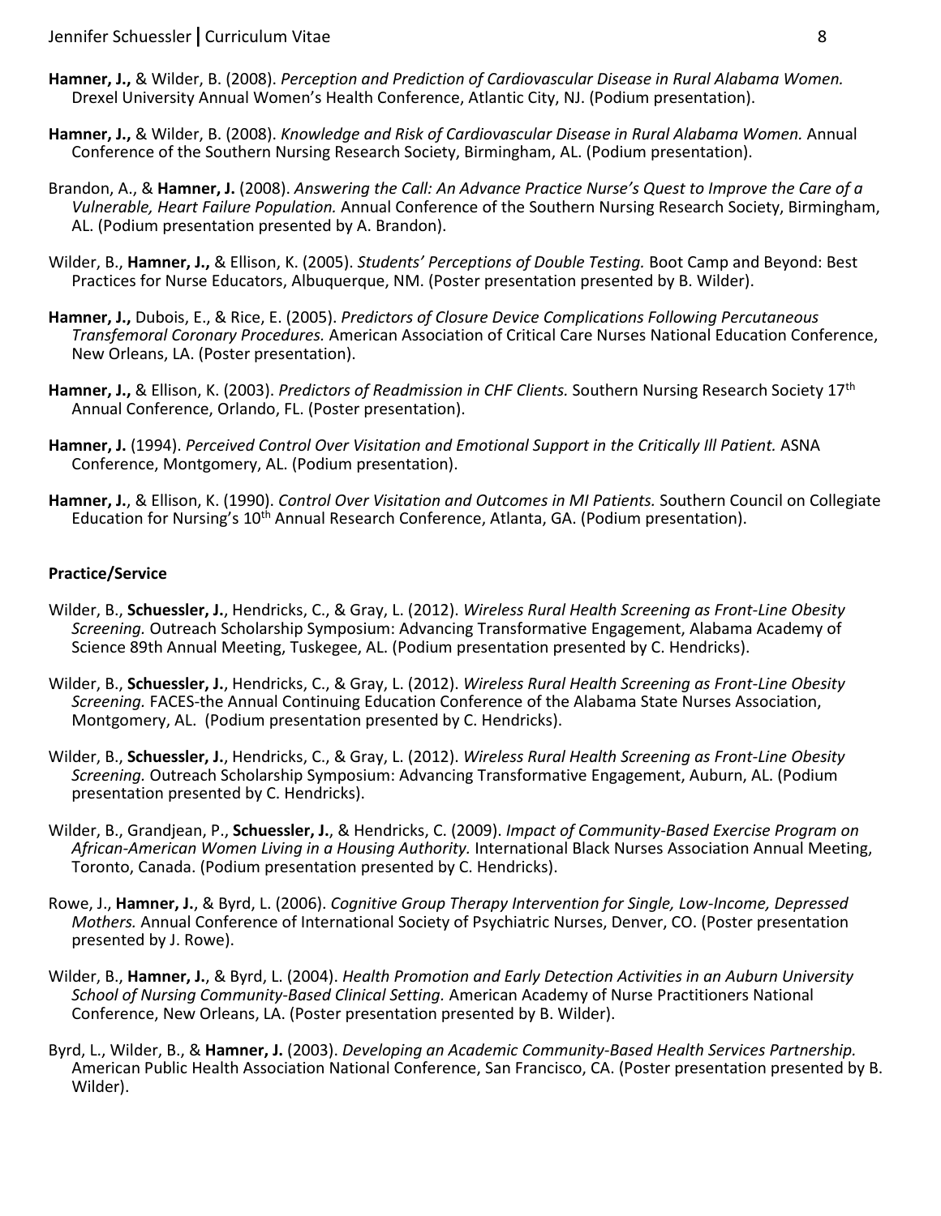**Hamner, J.,** & Wilder, B. (2008). *Perception and Prediction of Cardiovascular Disease in Rural Alabama Women.* Drexel University Annual Women's Health Conference, Atlantic City, NJ. (Podium presentation).

**Hamner, J.,** & Wilder, B. (2008). *Knowledge and Risk of Cardiovascular Disease in Rural Alabama Women.* Annual Conference of the Southern Nursing Research Society, Birmingham, AL. (Podium presentation).

Brandon, A., & **Hamner, J.** (2008). *Answering the Call: An Advance Practice Nurse's Quest to Improve the Care of a Vulnerable, Heart Failure Population.* Annual Conference of the Southern Nursing Research Society, Birmingham, AL. (Podium presentation presented by A. Brandon).

Wilder, B., **Hamner, J.,** & Ellison, K. (2005). *Students' Perceptions of Double Testing.* Boot Camp and Beyond: Best Practices for Nurse Educators, Albuquerque, NM. (Poster presentation presented by B. Wilder).

**Hamner, J.,** Dubois, E., & Rice, E. (2005). *Predictors of Closure Device Complications Following Percutaneous Transfemoral Coronary Procedures.* American Association of Critical Care Nurses National Education Conference, New Orleans, LA. (Poster presentation).

**Hamner, J.,** & Ellison, K. (2003). *Predictors of Readmission in CHF Clients.* Southern Nursing Research Society 17th Annual Conference, Orlando, FL. (Poster presentation).

**Hamner, J.** (1994). *Perceived Control Over Visitation and Emotional Support in the Critically Ill Patient.* ASNA Conference, Montgomery, AL. (Podium presentation).

**Hamner, J.**, & Ellison, K. (1990). *Control Over Visitation and Outcomes in MI Patients.* Southern Council on Collegiate Education for Nursing's 10th Annual Research Conference, Atlanta, GA. (Podium presentation).

**Practice/Service**

Wilder, B., **Schuessler, J.**, Hendricks, C., & Gray, L. (2012). *Wireless Rural Health Screening as Front-Line Obesity Screening.* Outreach Scholarship Symposium: Advancing Transformative Engagement, Alabama Academy of Science 89th Annual Meeting, Tuskegee, AL. (Podium presentation presented by C. Hendricks).

Wilder, B., **Schuessler, J.**, Hendricks, C., & Gray, L. (2012). *Wireless Rural Health Screening as Front-Line Obesity Screening.* FACES-the Annual Continuing Education Conference of the Alabama State Nurses Association, Montgomery, AL. (Podium presentation presented by C. Hendricks).

Wilder, B., **Schuessler, J.**, Hendricks, C., & Gray, L. (2012). *Wireless Rural Health Screening as Front-Line Obesity Screening.* Outreach Scholarship Symposium: Advancing Transformative Engagement, Auburn, AL. (Podium presentation presented by C. Hendricks).

Wilder, B., Grandjean, P., **Schuessler, J.**, & Hendricks, C. (2009). *Impact of Community-Based Exercise Program on African-American Women Living in a Housing Authority.* International Black Nurses Association Annual Meeting, Toronto, Canada. (Podium presentation presented by C. Hendricks).

Rowe, J., **Hamner, J.**, & Byrd, L. (2006). *Cognitive Group Therapy Intervention for Single, Low-Income, Depressed Mothers.* Annual Conference of International Society of Psychiatric Nurses, Denver, CO. (Poster presentation presented by J. Rowe).

Wilder, B., **Hamner, J.**, & Byrd, L. (2004). *Health Promotion and Early Detection Activities in an Auburn University School of Nursing Community-Based Clinical Setting.* American Academy of Nurse Practitioners National Conference, New Orleans, LA. (Poster presentation presented by B. Wilder).

Byrd, L., Wilder, B., & **Hamner, J.** (2003). *Developing an Academic Community-Based Health Services Partnership.* American Public Health Association National Conference, San Francisco, CA. (Poster presentation presented by B. Wilder).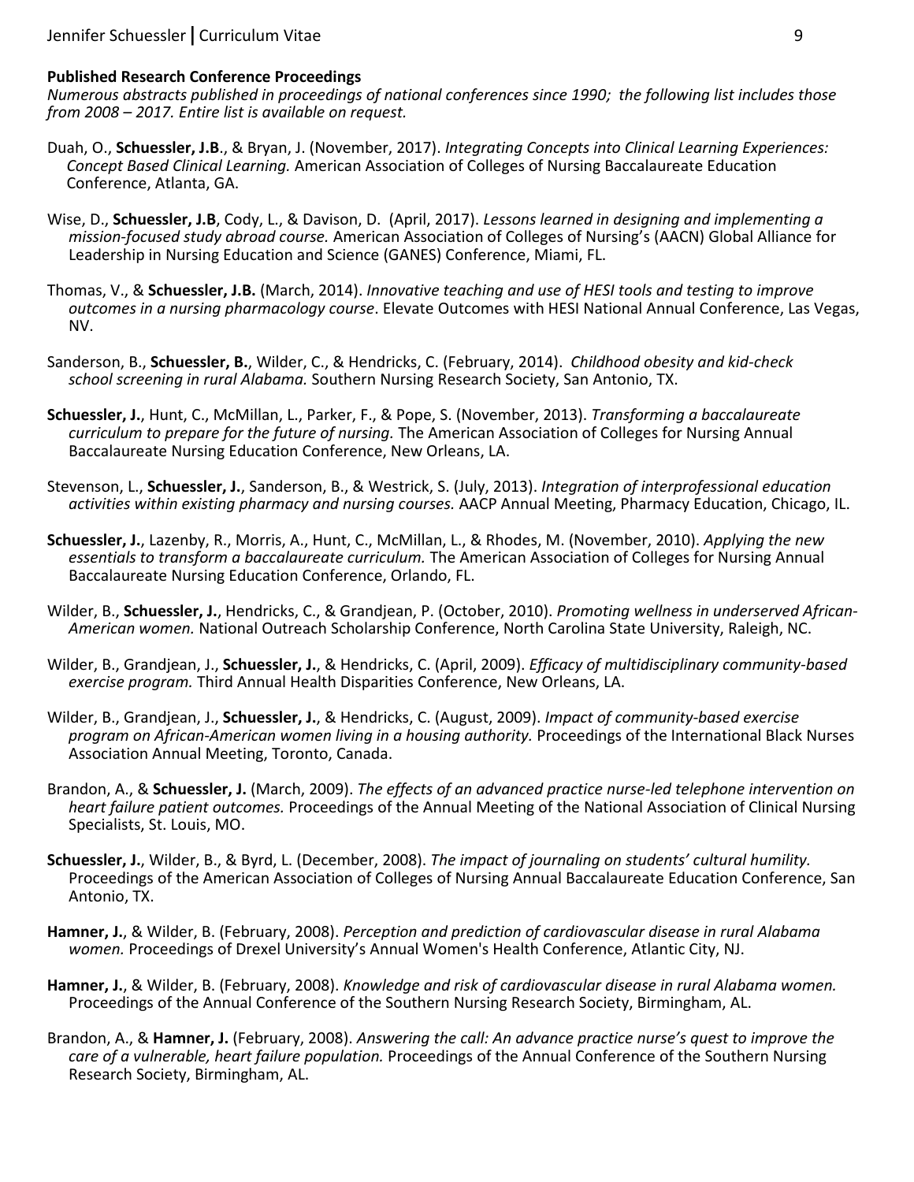**Published Research Conference Proceedings**

*Numerous abstracts published in proceedings of national conferences since 1990; the following list includes those from 2008 – 2017. Entire list is available on request.*

Duah, O., **Schuessler, J.B**., & Bryan, J. (November, 2017). *Integrating Concepts into Clinical Learning Experiences: Concept Based Clinical Learning.* American Association of Colleges of Nursing Baccalaureate Education Conference, Atlanta, GA.

Wise, D., **Schuessler, J.B**, Cody, L., & Davison, D. (April, 2017). *Lessons learned in designing and implementing a mission-focused study abroad course.* American Association of Colleges of Nursing's (AACN) Global Alliance for Leadership in Nursing Education and Science (GANES) Conference, Miami, FL.

Thomas, V., & **Schuessler, J.B.** (March, 2014). *Innovative teaching and use of HESI tools and testing to improve outcomes in a nursing pharmacology course*. Elevate Outcomes with HESI National Annual Conference, Las Vegas, NV.

Sanderson, B., **Schuessler, B.**, Wilder, C., & Hendricks, C. (February, 2014). *Childhood obesity and kid-check school screening in rural Alabama.* Southern Nursing Research Society, San Antonio, TX.

**Schuessler, J.**, Hunt, C., McMillan, L., Parker, F., & Pope, S. (November, 2013). *Transforming a baccalaureate curriculum to prepare for the future of nursing.* The American Association of Colleges for Nursing Annual Baccalaureate Nursing Education Conference, New Orleans, LA.

Stevenson, L., **Schuessler, J.**, Sanderson, B., & Westrick, S. (July, 2013). *Integration of interprofessional education activities within existing pharmacy and nursing courses.* AACP Annual Meeting, Pharmacy Education, Chicago, IL.

**Schuessler, J.**, Lazenby, R., Morris, A., Hunt, C., McMillan, L., & Rhodes, M. (November, 2010). *Applying the new essentials to transform a baccalaureate curriculum.* The American Association of Colleges for Nursing Annual Baccalaureate Nursing Education Conference, Orlando, FL.

Wilder, B., **Schuessler, J.**, Hendricks, C., & Grandjean, P. (October, 2010). *Promoting wellness in underserved African-American women.* National Outreach Scholarship Conference, North Carolina State University, Raleigh, NC.

Wilder, B., Grandjean, J., **Schuessler, J.**, & Hendricks, C. (April, 2009). *Efficacy of multidisciplinary community-based exercise program.* Third Annual Health Disparities Conference, New Orleans, LA.

Wilder, B., Grandjean, J., **Schuessler, J.**, & Hendricks, C. (August, 2009). *Impact of community-based exercise program on African-American women living in a housing authority.* Proceedings of the International Black Nurses Association Annual Meeting, Toronto, Canada.

Brandon, A., & **Schuessler, J.** (March, 2009). *The effects of an advanced practice nurse-led telephone intervention on heart failure patient outcomes.* Proceedings of the Annual Meeting of the National Association of Clinical Nursing Specialists, St. Louis, MO.

**Schuessler, J.**, Wilder, B., & Byrd, L. (December, 2008). *The impact of journaling on students' cultural humility.* Proceedings of the American Association of Colleges of Nursing Annual Baccalaureate Education Conference, San Antonio, TX.

**Hamner, J.**, & Wilder, B. (February, 2008). *Perception and prediction of cardiovascular disease in rural Alabama women.* Proceedings of Drexel University's Annual Women's Health Conference, Atlantic City, NJ.

**Hamner, J.**, & Wilder, B. (February, 2008). *Knowledge and risk of cardiovascular disease in rural Alabama women.* Proceedings of the Annual Conference of the Southern Nursing Research Society, Birmingham, AL.

Brandon, A., & **Hamner, J.** (February, 2008). *Answering the call: An advance practice nurse's quest to improve the care of a vulnerable, heart failure population.* Proceedings of the Annual Conference of the Southern Nursing Research Society, Birmingham, AL.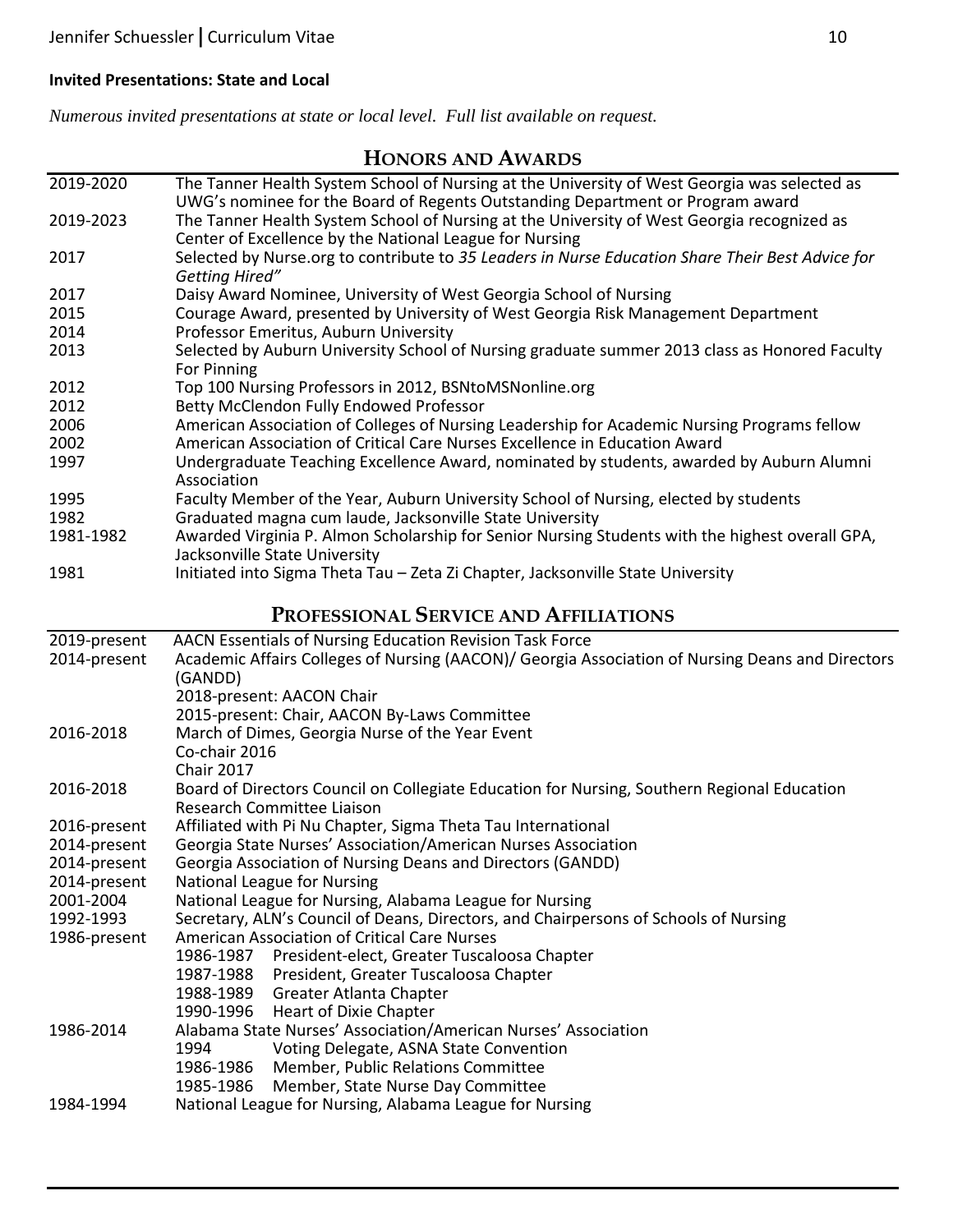**Invited Presentations: State and Local**

*Numerous invited presentations at state or local level. Full list available on request.*

## Honors and Awards

| | |
|---|---|
| 2019-2020 | The Tanner Health System School of Nursing at the University of West Georgia was selected as UWG's nominee for the Board of Regents Outstanding Department or Program award |
| 2019-2023 | The Tanner Health System School of Nursing at the University of West Georgia recognized as Center of Excellence by the National League for Nursing |
| 2017 | Selected by Nurse.org to contribute to *35 Leaders in Nurse Education Share Their Best Advice for Getting Hired"* |
| 2017 | Daisy Award Nominee, University of West Georgia School of Nursing |
| 2015 | Courage Award, presented by University of West Georgia Risk Management Department |
| 2014 | Professor Emeritus, Auburn University |
| 2013 | Selected by Auburn University School of Nursing graduate summer 2013 class as Honored Faculty For Pinning |
| 2012 | Top 100 Nursing Professors in 2012, BSNtoMSNonline.org |
| 2012 | Betty McClendon Fully Endowed Professor |
| 2006 | American Association of Colleges of Nursing Leadership for Academic Nursing Programs fellow |
| 2002 | American Association of Critical Care Nurses Excellence in Education Award |
| 1997 | Undergraduate Teaching Excellence Award, nominated by students, awarded by Auburn Alumni Association |
| 1995 | Faculty Member of the Year, Auburn University School of Nursing, elected by students |
| 1982 | Graduated magna cum laude, Jacksonville State University |
| 1981-1982 | Awarded Virginia P. Almon Scholarship for Senior Nursing Students with the highest overall GPA, Jacksonville State University |
| 1981 | Initiated into Sigma Theta Tau – Zeta Zi Chapter, Jacksonville State University |

## Professional Service and Affiliations

| | |
|---|---|
| 2019-present | AACN Essentials of Nursing Education Revision Task Force |
| 2014-present | Academic Affairs Colleges of Nursing (AACON)/ Georgia Association of Nursing Deans and Directors (GANDD)<br>2018-present: AACON Chair<br>2015-present: Chair, AACON By-Laws Committee |
| 2016-2018 | March of Dimes, Georgia Nurse of the Year Event<br>Co-chair 2016<br>Chair 2017 |
| 2016-2018 | Board of Directors Council on Collegiate Education for Nursing, Southern Regional Education Research Committee Liaison |
| 2016-present | Affiliated with Pi Nu Chapter, Sigma Theta Tau International |
| 2014-present | Georgia State Nurses' Association/American Nurses Association |
| 2014-present | Georgia Association of Nursing Deans and Directors (GANDD) |
| 2014-present | National League for Nursing |
| 2001-2004 | National League for Nursing, Alabama League for Nursing |
| 1992-1993 | Secretary, ALN's Council of Deans, Directors, and Chairpersons of Schools of Nursing |
| 1986-present | American Association of Critical Care Nurses<br>1986-1987 President-elect, Greater Tuscaloosa Chapter<br>1987-1988 President, Greater Tuscaloosa Chapter<br>1988-1989 Greater Atlanta Chapter<br>1990-1996 Heart of Dixie Chapter |
| 1986-2014 | Alabama State Nurses' Association/American Nurses' Association<br>1994 Voting Delegate, ASNA State Convention<br>1986-1986 Member, Public Relations Committee<br>1985-1986 Member, State Nurse Day Committee |
| 1984-1994 | National League for Nursing, Alabama League for Nursing |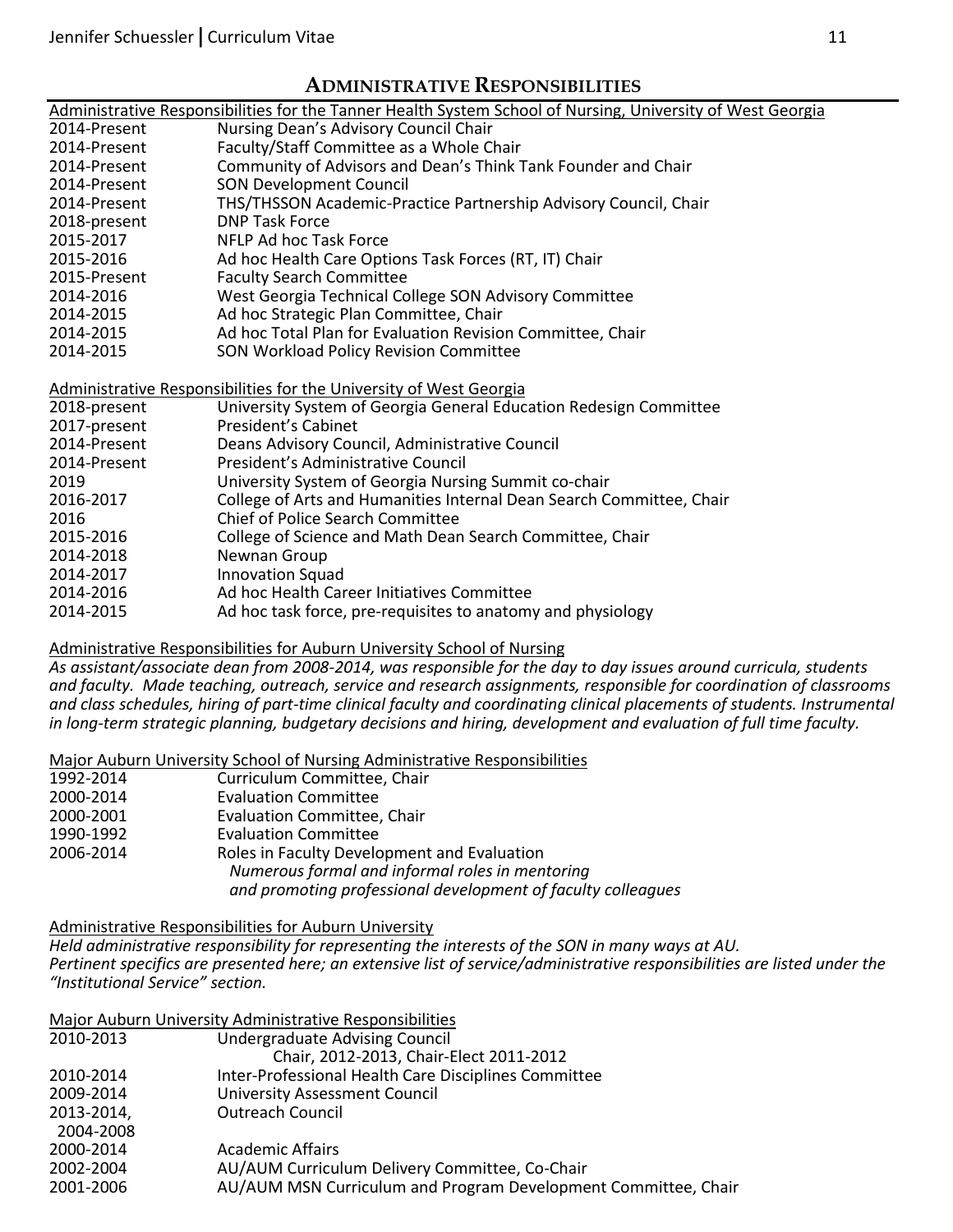## ADMINISTRATIVE RESPONSIBILITIES

Administrative Responsibilities for the Tanner Health System School of Nursing, University of West Georgia

| | |
|---|---|
| 2014-Present | Nursing Dean's Advisory Council Chair |
| 2014-Present | Faculty/Staff Committee as a Whole Chair |
| 2014-Present | Community of Advisors and Dean's Think Tank Founder and Chair |
| 2014-Present | SON Development Council |
| 2014-Present | THS/THSSON Academic-Practice Partnership Advisory Council, Chair |
| 2018-present | DNP Task Force |
| 2015-2017 | NFLP Ad hoc Task Force |
| 2015-2016 | Ad hoc Health Care Options Task Forces (RT, IT) Chair |
| 2015-Present | Faculty Search Committee |
| 2014-2016 | West Georgia Technical College SON Advisory Committee |
| 2014-2015 | Ad hoc Strategic Plan Committee, Chair |
| 2014-2015 | Ad hoc Total Plan for Evaluation Revision Committee, Chair |
| 2014-2015 | SON Workload Policy Revision Committee |

Administrative Responsibilities for the University of West Georgia

| | |
|---|---|
| 2018-present | University System of Georgia General Education Redesign Committee |
| 2017-present | President's Cabinet |
| 2014-Present | Deans Advisory Council, Administrative Council |
| 2014-Present | President's Administrative Council |
| 2019 | University System of Georgia Nursing Summit co-chair |
| 2016-2017 | College of Arts and Humanities Internal Dean Search Committee, Chair |
| 2016 | Chief of Police Search Committee |
| 2015-2016 | College of Science and Math Dean Search Committee, Chair |
| 2014-2018 | Newnan Group |
| 2014-2017 | Innovation Squad |
| 2014-2016 | Ad hoc Health Career Initiatives Committee |
| 2014-2015 | Ad hoc task force, pre-requisites to anatomy and physiology |

Administrative Responsibilities for Auburn University School of Nursing

*As assistant/associate dean from 2008-2014, was responsible for the day to day issues around curricula, students and faculty. Made teaching, outreach, service and research assignments, responsible for coordination of classrooms and class schedules, hiring of part-time clinical faculty and coordinating clinical placements of students. Instrumental in long-term strategic planning, budgetary decisions and hiring, development and evaluation of full time faculty.*

Major Auburn University School of Nursing Administrative Responsibilities

| | |
|---|---|
| 1992-2014 | Curriculum Committee, Chair |
| 2000-2014 | Evaluation Committee |
| 2000-2001 | Evaluation Committee, Chair |
| 1990-1992 | Evaluation Committee |
| 2006-2014 | Roles in Faculty Development and Evaluation<br>*Numerous formal and informal roles in mentoring and promoting professional development of faculty colleagues* |

Administrative Responsibilities for Auburn University

*Held administrative responsibility for representing the interests of the SON in many ways at AU.*
*Pertinent specifics are presented here; an extensive list of service/administrative responsibilities are listed under the "Institutional Service" section.*

Major Auburn University Administrative Responsibilities

| | |
|---|---|
| 2010-2013 | Undergraduate Advising Council<br>Chair, 2012-2013, Chair-Elect 2011-2012 |
| 2010-2014 | Inter-Professional Health Care Disciplines Committee |
| 2009-2014 | University Assessment Council |
| 2013-2014, 2004-2008 | Outreach Council |
| 2000-2014 | Academic Affairs |
| 2002-2004 | AU/AUM Curriculum Delivery Committee, Co-Chair |
| 2001-2006 | AU/AUM MSN Curriculum and Program Development Committee, Chair |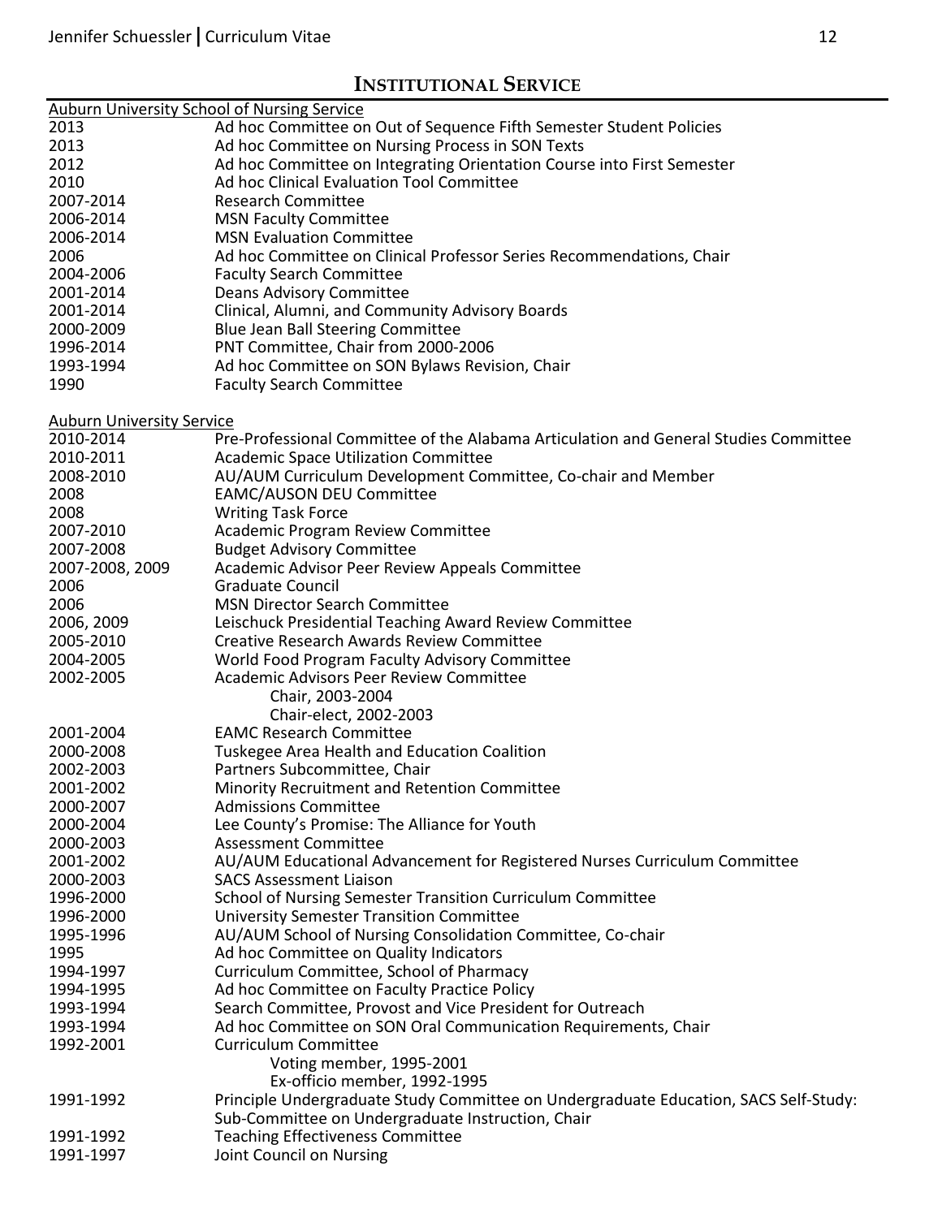## INSTITUTIONAL SERVICE

**Auburn University School of Nursing Service**

| | |
|---|---|
| 2013 | Ad hoc Committee on Out of Sequence Fifth Semester Student Policies |
| 2013 | Ad hoc Committee on Nursing Process in SON Texts |
| 2012 | Ad hoc Committee on Integrating Orientation Course into First Semester |
| 2010 | Ad hoc Clinical Evaluation Tool Committee |
| 2007-2014 | Research Committee |
| 2006-2014 | MSN Faculty Committee |
| 2006-2014 | MSN Evaluation Committee |
| 2006 | Ad hoc Committee on Clinical Professor Series Recommendations, Chair |
| 2004-2006 | Faculty Search Committee |
| 2001-2014 | Deans Advisory Committee |
| 2001-2014 | Clinical, Alumni, and Community Advisory Boards |
| 2000-2009 | Blue Jean Ball Steering Committee |
| 1996-2014 | PNT Committee, Chair from 2000-2006 |
| 1993-1994 | Ad hoc Committee on SON Bylaws Revision, Chair |
| 1990 | Faculty Search Committee |

**Auburn University Service**

| | |
|---|---|
| 2010-2014 | Pre-Professional Committee of the Alabama Articulation and General Studies Committee |
| 2010-2011 | Academic Space Utilization Committee |
| 2008-2010 | AU/AUM Curriculum Development Committee, Co-chair and Member |
| 2008 | EAMC/AUSON DEU Committee |
| 2008 | Writing Task Force |
| 2007-2010 | Academic Program Review Committee |
| 2007-2008 | Budget Advisory Committee |
| 2007-2008, 2009 | Academic Advisor Peer Review Appeals Committee |
| 2006 | Graduate Council |
| 2006 | MSN Director Search Committee |
| 2006, 2009 | Leischuck Presidential Teaching Award Review Committee |
| 2005-2010 | Creative Research Awards Review Committee |
| 2004-2005 | World Food Program Faculty Advisory Committee |
| 2002-2005 | Academic Advisors Peer Review Committee<br>Chair, 2003-2004<br>Chair-elect, 2002-2003 |
| 2001-2004 | EAMC Research Committee |
| 2000-2008 | Tuskegee Area Health and Education Coalition |
| 2002-2003 | Partners Subcommittee, Chair |
| 2001-2002 | Minority Recruitment and Retention Committee |
| 2000-2007 | Admissions Committee |
| 2000-2004 | Lee County's Promise: The Alliance for Youth |
| 2000-2003 | Assessment Committee |
| 2001-2002 | AU/AUM Educational Advancement for Registered Nurses Curriculum Committee |
| 2000-2003 | SACS Assessment Liaison |
| 1996-2000 | School of Nursing Semester Transition Curriculum Committee |
| 1996-2000 | University Semester Transition Committee |
| 1995-1996 | AU/AUM School of Nursing Consolidation Committee, Co-chair |
| 1995 | Ad hoc Committee on Quality Indicators |
| 1994-1997 | Curriculum Committee, School of Pharmacy |
| 1994-1995 | Ad hoc Committee on Faculty Practice Policy |
| 1993-1994 | Search Committee, Provost and Vice President for Outreach |
| 1993-1994 | Ad hoc Committee on SON Oral Communication Requirements, Chair |
| 1992-2001 | Curriculum Committee<br>Voting member, 1995-2001<br>Ex-officio member, 1992-1995 |
| 1991-1992 | Principle Undergraduate Study Committee on Undergraduate Education, SACS Self-Study: Sub-Committee on Undergraduate Instruction, Chair |
| 1991-1992 | Teaching Effectiveness Committee |
| 1991-1997 | Joint Council on Nursing |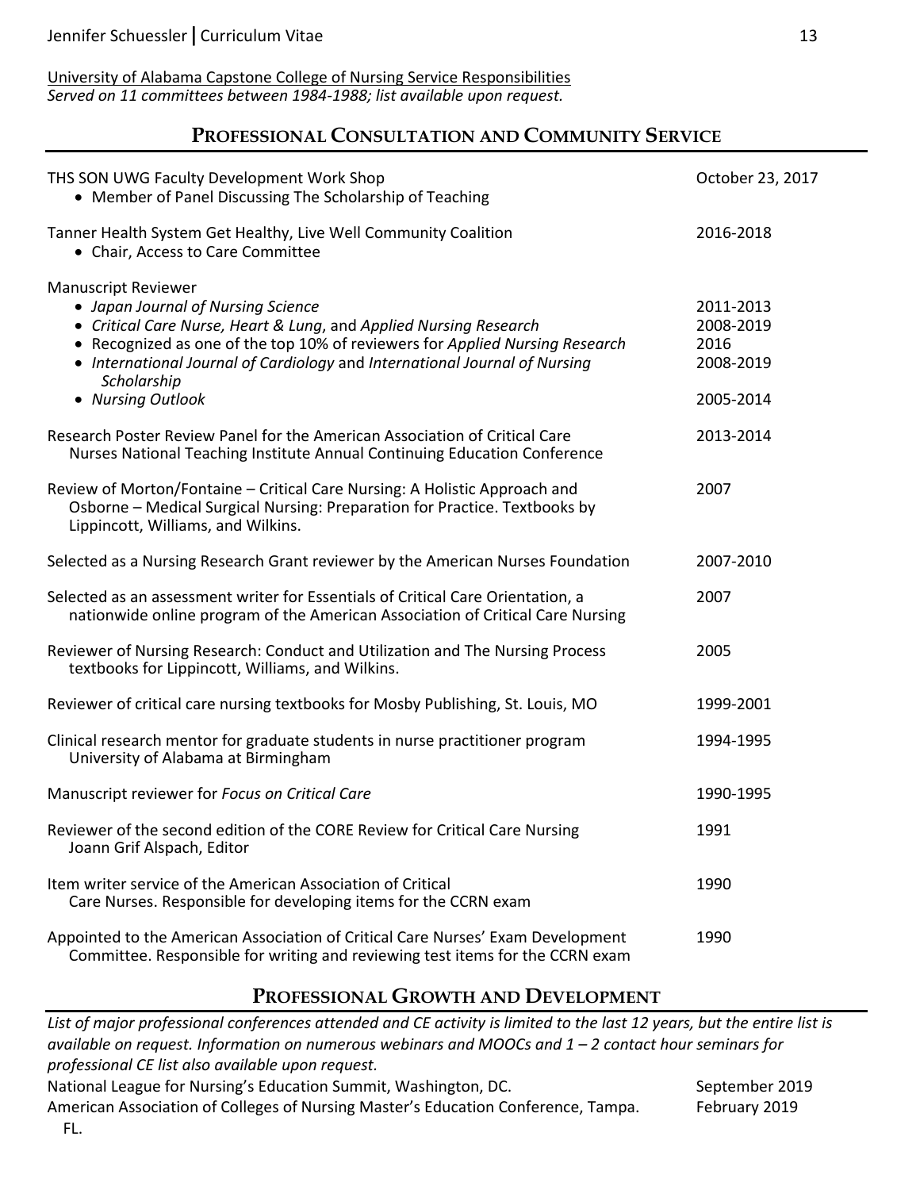University of Alabama Capstone College of Nursing Service Responsibilities
*Served on 11 committees between 1984-1988; list available upon request.*

## Professional Consultation and Community Service

THS SON UWG Faculty Development Work Shop — October 23, 2017
- Member of Panel Discussing The Scholarship of Teaching

Tanner Health System Get Healthy, Live Well Community Coalition — 2016-2018
- Chair, Access to Care Committee

Manuscript Reviewer
- *Japan Journal of Nursing Science* — 2011-2013
- *Critical Care Nurse, Heart & Lung*, and *Applied Nursing Research* — 2008-2019
- Recognized as one of the top 10% of reviewers for *Applied Nursing Research* — 2016
- *International Journal of Cardiology* and *International Journal of Nursing Scholarship* — 2008-2019
- *Nursing Outlook* — 2005-2014

Research Poster Review Panel for the American Association of Critical Care Nurses National Teaching Institute Annual Continuing Education Conference — 2013-2014

Review of Morton/Fontaine – Critical Care Nursing: A Holistic Approach and Osborne – Medical Surgical Nursing: Preparation for Practice. Textbooks by Lippincott, Williams, and Wilkins. — 2007

Selected as a Nursing Research Grant reviewer by the American Nurses Foundation — 2007-2010

Selected as an assessment writer for Essentials of Critical Care Orientation, a nationwide online program of the American Association of Critical Care Nursing — 2007

Reviewer of Nursing Research: Conduct and Utilization and The Nursing Process textbooks for Lippincott, Williams, and Wilkins. — 2005

Reviewer of critical care nursing textbooks for Mosby Publishing, St. Louis, MO — 1999-2001

Clinical research mentor for graduate students in nurse practitioner program University of Alabama at Birmingham — 1994-1995

Manuscript reviewer for *Focus on Critical Care* — 1990-1995

Reviewer of the second edition of the CORE Review for Critical Care Nursing Joann Grif Alspach, Editor — 1991

Item writer service of the American Association of Critical Care Nurses. Responsible for developing items for the CCRN exam — 1990

Appointed to the American Association of Critical Care Nurses' Exam Development Committee. Responsible for writing and reviewing test items for the CCRN exam — 1990

## Professional Growth and Development

*List of major professional conferences attended and CE activity is limited to the last 12 years, but the entire list is available on request. Information on numerous webinars and MOOCs and 1 – 2 contact hour seminars for professional CE list also available upon request.*

National League for Nursing's Education Summit, Washington, DC. — September 2019
American Association of Colleges of Nursing Master's Education Conference, Tampa. FL. — February 2019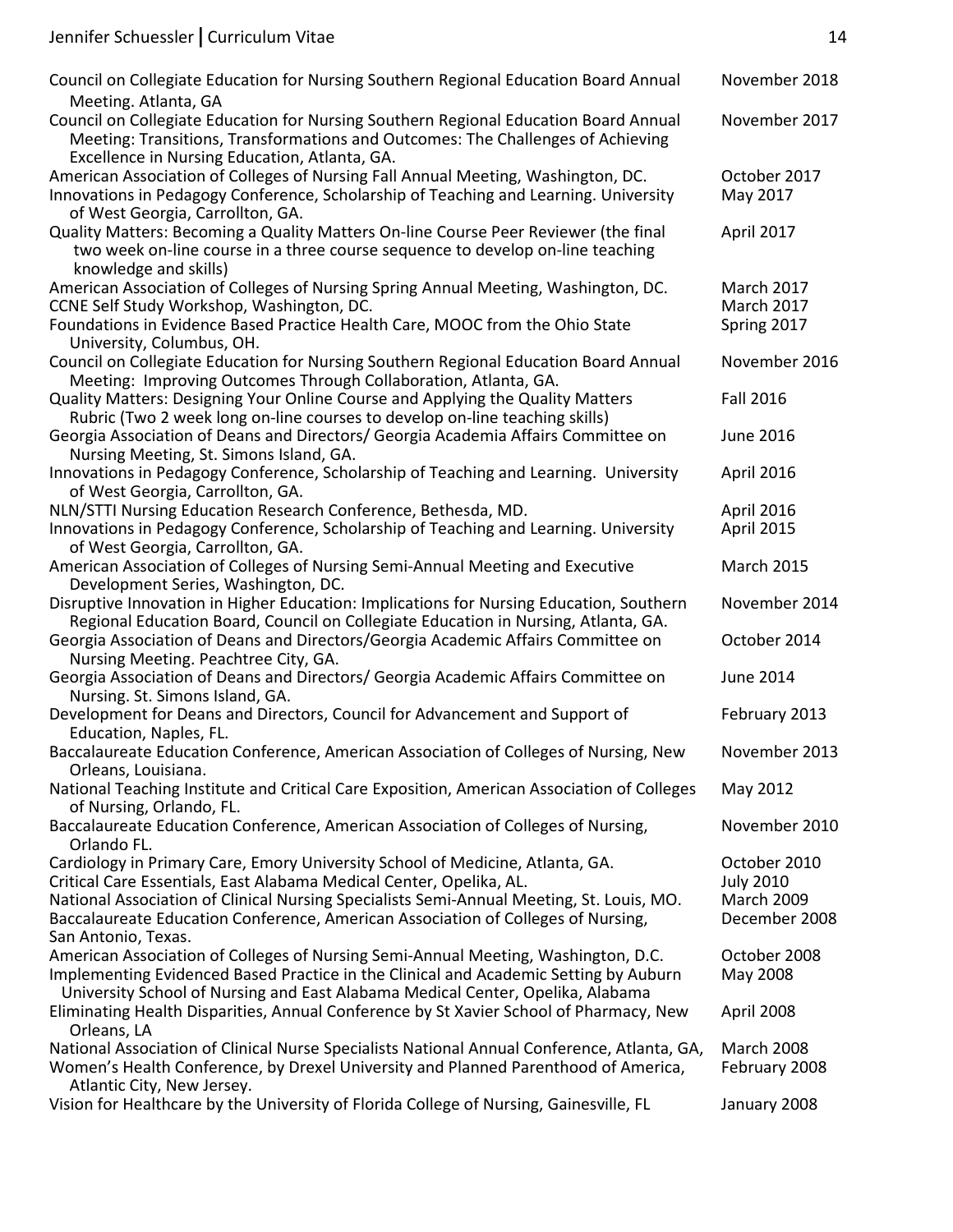| | |
|---|---|
| Council on Collegiate Education for Nursing Southern Regional Education Board Annual Meeting. Atlanta, GA | November 2018 |
| Council on Collegiate Education for Nursing Southern Regional Education Board Annual Meeting: Transitions, Transformations and Outcomes: The Challenges of Achieving Excellence in Nursing Education, Atlanta, GA. | November 2017 |
| American Association of Colleges of Nursing Fall Annual Meeting, Washington, DC. | October 2017 |
| Innovations in Pedagogy Conference, Scholarship of Teaching and Learning. University of West Georgia, Carrollton, GA. | May 2017 |
| Quality Matters: Becoming a Quality Matters On-line Course Peer Reviewer (the final two week on-line course in a three course sequence to develop on-line teaching knowledge and skills) | April 2017 |
| American Association of Colleges of Nursing Spring Annual Meeting, Washington, DC. | March 2017 |
| CCNE Self Study Workshop, Washington, DC. | March 2017 |
| Foundations in Evidence Based Practice Health Care, MOOC from the Ohio State University, Columbus, OH. | Spring 2017 |
| Council on Collegiate Education for Nursing Southern Regional Education Board Annual Meeting: Improving Outcomes Through Collaboration, Atlanta, GA. | November 2016 |
| Quality Matters: Designing Your Online Course and Applying the Quality Matters Rubric (Two 2 week long on-line courses to develop on-line teaching skills) | Fall 2016 |
| Georgia Association of Deans and Directors/ Georgia Academia Affairs Committee on Nursing Meeting, St. Simons Island, GA. | June 2016 |
| Innovations in Pedagogy Conference, Scholarship of Teaching and Learning. University of West Georgia, Carrollton, GA. | April 2016 |
| NLN/STTI Nursing Education Research Conference, Bethesda, MD. | April 2016 |
| Innovations in Pedagogy Conference, Scholarship of Teaching and Learning. University of West Georgia, Carrollton, GA. | April 2015 |
| American Association of Colleges of Nursing Semi-Annual Meeting and Executive Development Series, Washington, DC. | March 2015 |
| Disruptive Innovation in Higher Education: Implications for Nursing Education, Southern Regional Education Board, Council on Collegiate Education in Nursing, Atlanta, GA. | November 2014 |
| Georgia Association of Deans and Directors/Georgia Academic Affairs Committee on Nursing Meeting. Peachtree City, GA. | October 2014 |
| Georgia Association of Deans and Directors/ Georgia Academic Affairs Committee on Nursing. St. Simons Island, GA. | June 2014 |
| Development for Deans and Directors, Council for Advancement and Support of Education, Naples, FL. | February 2013 |
| Baccalaureate Education Conference, American Association of Colleges of Nursing, New Orleans, Louisiana. | November 2013 |
| National Teaching Institute and Critical Care Exposition, American Association of Colleges of Nursing, Orlando, FL. | May 2012 |
| Baccalaureate Education Conference, American Association of Colleges of Nursing, Orlando FL. | November 2010 |
| Cardiology in Primary Care, Emory University School of Medicine, Atlanta, GA. | October 2010 |
| Critical Care Essentials, East Alabama Medical Center, Opelika, AL. | July 2010 |
| National Association of Clinical Nursing Specialists Semi-Annual Meeting, St. Louis, MO. | March 2009 |
| Baccalaureate Education Conference, American Association of Colleges of Nursing, San Antonio, Texas. | December 2008 |
| American Association of Colleges of Nursing Semi-Annual Meeting, Washington, D.C. | October 2008 |
| Implementing Evidenced Based Practice in the Clinical and Academic Setting by Auburn University School of Nursing and East Alabama Medical Center, Opelika, Alabama | May 2008 |
| Eliminating Health Disparities, Annual Conference by St Xavier School of Pharmacy, New Orleans, LA | April 2008 |
| National Association of Clinical Nurse Specialists National Annual Conference, Atlanta, GA, | March 2008 |
| Women's Health Conference, by Drexel University and Planned Parenthood of America, Atlantic City, New Jersey. | February 2008 |
| Vision for Healthcare by the University of Florida College of Nursing, Gainesville, FL | January 2008 |